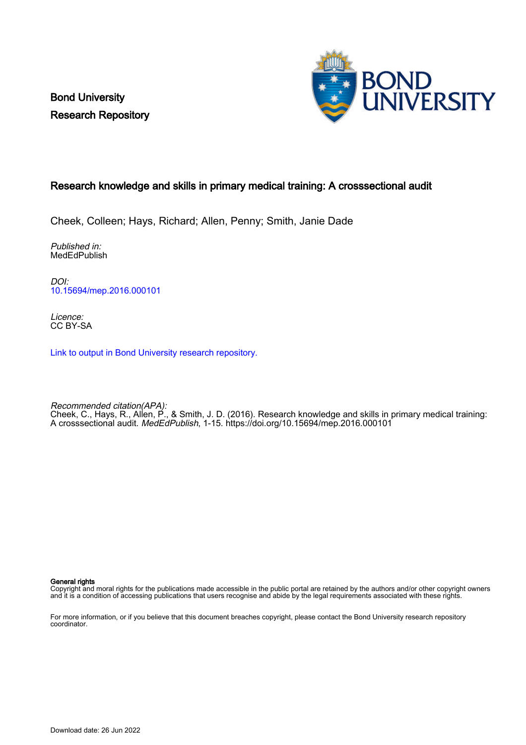Bond University
Research Repository

# Research knowledge and skills in primary medical training: A crosssectional audit

Cheek, Colleen; Hays, Richard; Allen, Penny; Smith, Janie Dade

*Published in:*
MedEdPublish

*DOI:*
10.15694/mep.2016.000101

*Licence:*
CC BY-SA

Link to output in Bond University research repository.

*Recommended citation(APA):*
Cheek, C., Hays, R., Allen, P., & Smith, J. D. (2016). Research knowledge and skills in primary medical training: A crosssectional audit. *MedEdPublish*, 1-15. https://doi.org/10.15694/mep.2016.000101

**General rights**
Copyright and moral rights for the publications made accessible in the public portal are retained by the authors and/or other copyright owners and it is a condition of accessing publications that users recognise and abide by the legal requirements associated with these rights.

For more information, or if you believe that this document breaches copyright, please contact the Bond University research repository coordinator.

Download date: 26 Jun 2022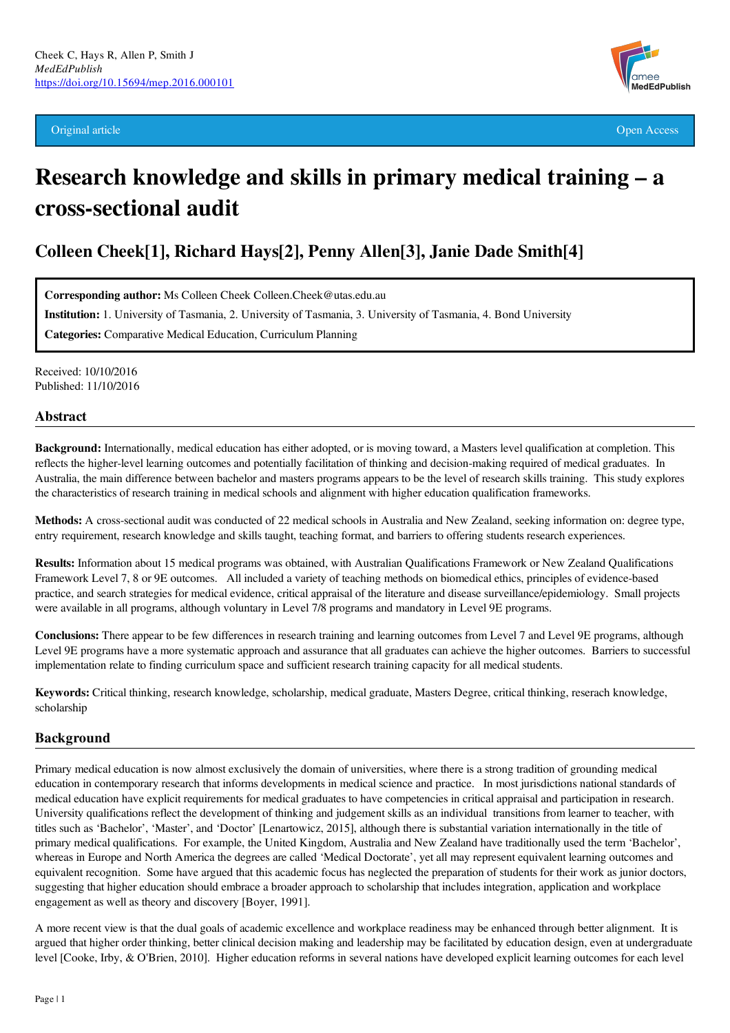Cheek C, Hays R, Allen P, Smith J
*MedEdPublish*
https://doi.org/10.15694/mep.2016.000101

Original article | Open Access

# Research knowledge and skills in primary medical training – a cross-sectional audit

## Colleen Cheek[1], Richard Hays[2], Penny Allen[3], Janie Dade Smith[4]

**Corresponding author:** Ms Colleen Cheek Colleen.Cheek@utas.edu.au

**Institution:** 1. University of Tasmania, 2. University of Tasmania, 3. University of Tasmania, 4. Bond University

**Categories:** Comparative Medical Education, Curriculum Planning

Received: 10/10/2016
Published: 11/10/2016

## Abstract

**Background:** Internationally, medical education has either adopted, or is moving toward, a Masters level qualification at completion. This reflects the higher-level learning outcomes and potentially facilitation of thinking and decision-making required of medical graduates. In Australia, the main difference between bachelor and masters programs appears to be the level of research skills training. This study explores the characteristics of research training in medical schools and alignment with higher education qualification frameworks.

**Methods:** A cross-sectional audit was conducted of 22 medical schools in Australia and New Zealand, seeking information on: degree type, entry requirement, research knowledge and skills taught, teaching format, and barriers to offering students research experiences.

**Results:** Information about 15 medical programs was obtained, with Australian Qualifications Framework or New Zealand Qualifications Framework Level 7, 8 or 9E outcomes. All included a variety of teaching methods on biomedical ethics, principles of evidence-based practice, and search strategies for medical evidence, critical appraisal of the literature and disease surveillance/epidemiology. Small projects were available in all programs, although voluntary in Level 7/8 programs and mandatory in Level 9E programs.

**Conclusions:** There appear to be few differences in research training and learning outcomes from Level 7 and Level 9E programs, although Level 9E programs have a more systematic approach and assurance that all graduates can achieve the higher outcomes. Barriers to successful implementation relate to finding curriculum space and sufficient research training capacity for all medical students.

**Keywords:** Critical thinking, research knowledge, scholarship, medical graduate, Masters Degree, critical thinking, reserach knowledge, scholarship

## Background

Primary medical education is now almost exclusively the domain of universities, where there is a strong tradition of grounding medical education in contemporary research that informs developments in medical science and practice. In most jurisdictions national standards of medical education have explicit requirements for medical graduates to have competencies in critical appraisal and participation in research. University qualifications reflect the development of thinking and judgement skills as an individual transitions from learner to teacher, with titles such as 'Bachelor', 'Master', and 'Doctor' [Lenartowicz, 2015], although there is substantial variation internationally in the title of primary medical qualifications. For example, the United Kingdom, Australia and New Zealand have traditionally used the term 'Bachelor', whereas in Europe and North America the degrees are called 'Medical Doctorate', yet all may represent equivalent learning outcomes and equivalent recognition. Some have argued that this academic focus has neglected the preparation of students for their work as junior doctors, suggesting that higher education should embrace a broader approach to scholarship that includes integration, application and workplace engagement as well as theory and discovery [Boyer, 1991].

A more recent view is that the dual goals of academic excellence and workplace readiness may be enhanced through better alignment. It is argued that higher order thinking, better clinical decision making and leadership may be facilitated by education design, even at undergraduate level [Cooke, Irby, & O'Brien, 2010]. Higher education reforms in several nations have developed explicit learning outcomes for each level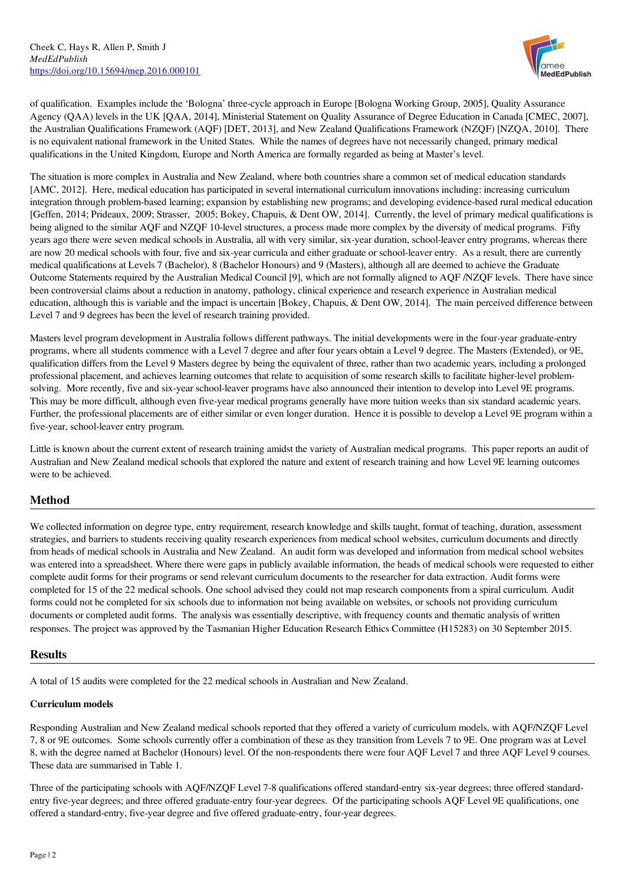of qualification. Examples include the 'Bologna' three-cycle approach in Europe [Bologna Working Group, 2005], Quality Assurance Agency (QAA) levels in the UK [QAA, 2014], Ministerial Statement on Quality Assurance of Degree Education in Canada [CMEC, 2007], the Australian Qualifications Framework (AQF) [DET, 2013], and New Zealand Qualifications Framework (NZQF) [NZQA, 2010]. There is no equivalent national framework in the United States. While the names of degrees have not necessarily changed, primary medical qualifications in the United Kingdom, Europe and North America are formally regarded as being at Master's level.

The situation is more complex in Australia and New Zealand, where both countries share a common set of medical education standards [AMC, 2012]. Here, medical education has participated in several international curriculum innovations including: increasing curriculum integration through problem-based learning; expansion by establishing new programs; and developing evidence-based rural medical education [Geffen, 2014; Prideaux, 2009; Strasser, 2005; Bokey, Chapuis, & Dent OW, 2014]. Currently, the level of primary medical qualifications is being aligned to the similar AQF and NZQF 10-level structures, a process made more complex by the diversity of medical programs. Fifty years ago there were seven medical schools in Australia, all with very similar, six-year duration, school-leaver entry programs, whereas there are now 20 medical schools with four, five and six-year curricula and either graduate or school-leaver entry. As a result, there are currently medical qualifications at Levels 7 (Bachelor), 8 (Bachelor Honours) and 9 (Masters), although all are deemed to achieve the Graduate Outcome Statements required by the Australian Medical Council [9], which are not formally aligned to AQF /NZQF levels. There have since been controversial claims about a reduction in anatomy, pathology, clinical experience and research experience in Australian medical education, although this is variable and the impact is uncertain [Bokey, Chapuis, & Dent OW, 2014]. The main perceived difference between Level 7 and 9 degrees has been the level of research training provided.

Masters level program development in Australia follows different pathways. The initial developments were in the four-year graduate-entry programs, where all students commence with a Level 7 degree and after four years obtain a Level 9 degree. The Masters (Extended), or 9E, qualification differs from the Level 9 Masters degree by being the equivalent of three, rather than two academic years, including a prolonged professional placement, and achieves learning outcomes that relate to acquisition of some research skills to facilitate higher-level problem-solving. More recently, five and six-year school-leaver programs have also announced their intention to develop into Level 9E programs. This may be more difficult, although even five-year medical programs generally have more tuition weeks than six standard academic years. Further, the professional placements are of either similar or even longer duration. Hence it is possible to develop a Level 9E program within a five-year, school-leaver entry program.

Little is known about the current extent of research training amidst the variety of Australian medical programs. This paper reports an audit of Australian and New Zealand medical schools that explored the nature and extent of research training and how Level 9E learning outcomes were to be achieved.

## Method

We collected information on degree type, entry requirement, research knowledge and skills taught, format of teaching, duration, assessment strategies, and barriers to students receiving quality research experiences from medical school websites, curriculum documents and directly from heads of medical schools in Australia and New Zealand. An audit form was developed and information from medical school websites was entered into a spreadsheet. Where there were gaps in publicly available information, the heads of medical schools were requested to either complete audit forms for their programs or send relevant curriculum documents to the researcher for data extraction. Audit forms were completed for 15 of the 22 medical schools. One school advised they could not map research components from a spiral curriculum. Audit forms could not be completed for six schools due to information not being available on websites, or schools not providing curriculum documents or completed audit forms. The analysis was essentially descriptive, with frequency counts and thematic analysis of written responses. The project was approved by the Tasmanian Higher Education Research Ethics Committee (H15283) on 30 September 2015.

## Results

A total of 15 audits were completed for the 22 medical schools in Australian and New Zealand.

**Curriculum models**

Responding Australian and New Zealand medical schools reported that they offered a variety of curriculum models, with AQF/NZQF Level 7, 8 or 9E outcomes. Some schools currently offer a combination of these as they transition from Levels 7 to 9E. One program was at Level 8, with the degree named at Bachelor (Honours) level. Of the non-respondents there were four AQF Level 7 and three AQF Level 9 courses. These data are summarised in Table 1.

Three of the participating schools with AQF/NZQF Level 7-8 qualifications offered standard-entry six-year degrees; three offered standard-entry five-year degrees; and three offered graduate-entry four-year degrees. Of the participating schools AQF Level 9E qualifications, one offered a standard-entry, five-year degree and five offered graduate-entry, four-year degrees.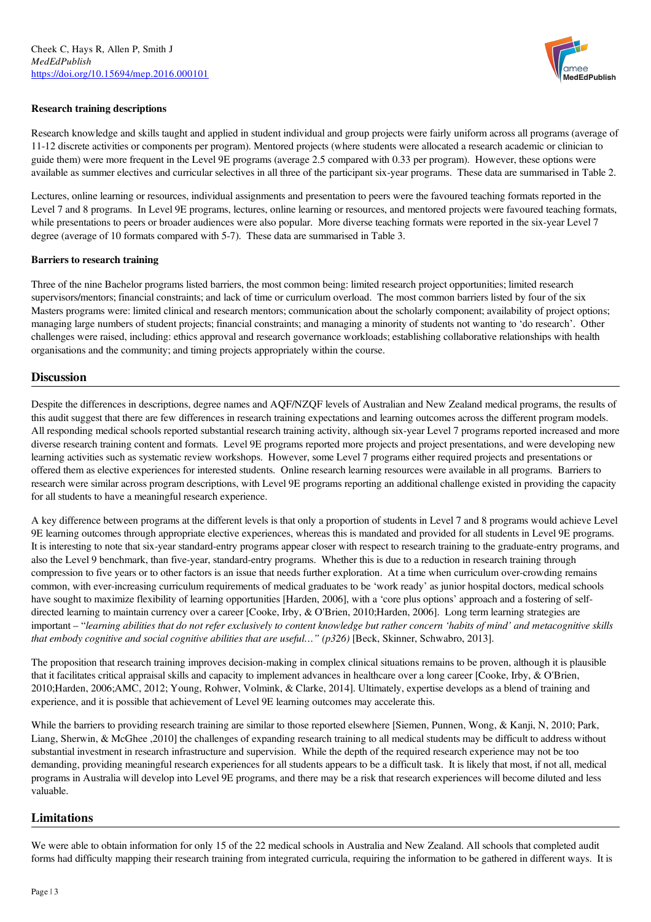**Research training descriptions**

Research knowledge and skills taught and applied in student individual and group projects were fairly uniform across all programs (average of 11-12 discrete activities or components per program). Mentored projects (where students were allocated a research academic or clinician to guide them) were more frequent in the Level 9E programs (average 2.5 compared with 0.33 per program). However, these options were available as summer electives and curricular selectives in all three of the participant six-year programs. These data are summarised in Table 2.

Lectures, online learning or resources, individual assignments and presentation to peers were the favoured teaching formats reported in the Level 7 and 8 programs. In Level 9E programs, lectures, online learning or resources, and mentored projects were favoured teaching formats, while presentations to peers or broader audiences were also popular. More diverse teaching formats were reported in the six-year Level 7 degree (average of 10 formats compared with 5-7). These data are summarised in Table 3.

**Barriers to research training**

Three of the nine Bachelor programs listed barriers, the most common being: limited research project opportunities; limited research supervisors/mentors; financial constraints; and lack of time or curriculum overload. The most common barriers listed by four of the six Masters programs were: limited clinical and research mentors; communication about the scholarly component; availability of project options; managing large numbers of student projects; financial constraints; and managing a minority of students not wanting to 'do research'. Other challenges were raised, including: ethics approval and research governance workloads; establishing collaborative relationships with health organisations and the community; and timing projects appropriately within the course.

## Discussion

Despite the differences in descriptions, degree names and AQF/NZQF levels of Australian and New Zealand medical programs, the results of this audit suggest that there are few differences in research training expectations and learning outcomes across the different program models. All responding medical schools reported substantial research training activity, although six-year Level 7 programs reported increased and more diverse research training content and formats. Level 9E programs reported more projects and project presentations, and were developing new learning activities such as systematic review workshops. However, some Level 7 programs either required projects and presentations or offered them as elective experiences for interested students. Online research learning resources were available in all programs. Barriers to research were similar across program descriptions, with Level 9E programs reporting an additional challenge existed in providing the capacity for all students to have a meaningful research experience.

A key difference between programs at the different levels is that only a proportion of students in Level 7 and 8 programs would achieve Level 9E learning outcomes through appropriate elective experiences, whereas this is mandated and provided for all students in Level 9E programs. It is interesting to note that six-year standard-entry programs appear closer with respect to research training to the graduate-entry programs, and also the Level 9 benchmark, than five-year, standard-entry programs. Whether this is due to a reduction in research training through compression to five years or to other factors is an issue that needs further exploration. At a time when curriculum over-crowding remains common, with ever-increasing curriculum requirements of medical graduates to be 'work ready' as junior hospital doctors, medical schools have sought to maximize flexibility of learning opportunities [Harden, 2006], with a 'core plus options' approach and a fostering of self-directed learning to maintain currency over a career [Cooke, Irby, & O'Brien, 2010;Harden, 2006]. Long term learning strategies are important – "*learning abilities that do not refer exclusively to content knowledge but rather concern 'habits of mind' and metacognitive skills that embody cognitive and social cognitive abilities that are useful…" (p326)* [Beck, Skinner, Schwabro, 2013].

The proposition that research training improves decision-making in complex clinical situations remains to be proven, although it is plausible that it facilitates critical appraisal skills and capacity to implement advances in healthcare over a long career [Cooke, Irby, & O'Brien, 2010;Harden, 2006;AMC, 2012; Young, Rohwer, Volmink, & Clarke, 2014]. Ultimately, expertise develops as a blend of training and experience, and it is possible that achievement of Level 9E learning outcomes may accelerate this.

While the barriers to providing research training are similar to those reported elsewhere [Siemen, Punnen, Wong, & Kanji, N, 2010; Park, Liang, Sherwin, & McGhee ,2010] the challenges of expanding research training to all medical students may be difficult to address without substantial investment in research infrastructure and supervision. While the depth of the required research experience may not be too demanding, providing meaningful research experiences for all students appears to be a difficult task. It is likely that most, if not all, medical programs in Australia will develop into Level 9E programs, and there may be a risk that research experiences will become diluted and less valuable.

## Limitations

We were able to obtain information for only 15 of the 22 medical schools in Australia and New Zealand. All schools that completed audit forms had difficulty mapping their research training from integrated curricula, requiring the information to be gathered in different ways. It is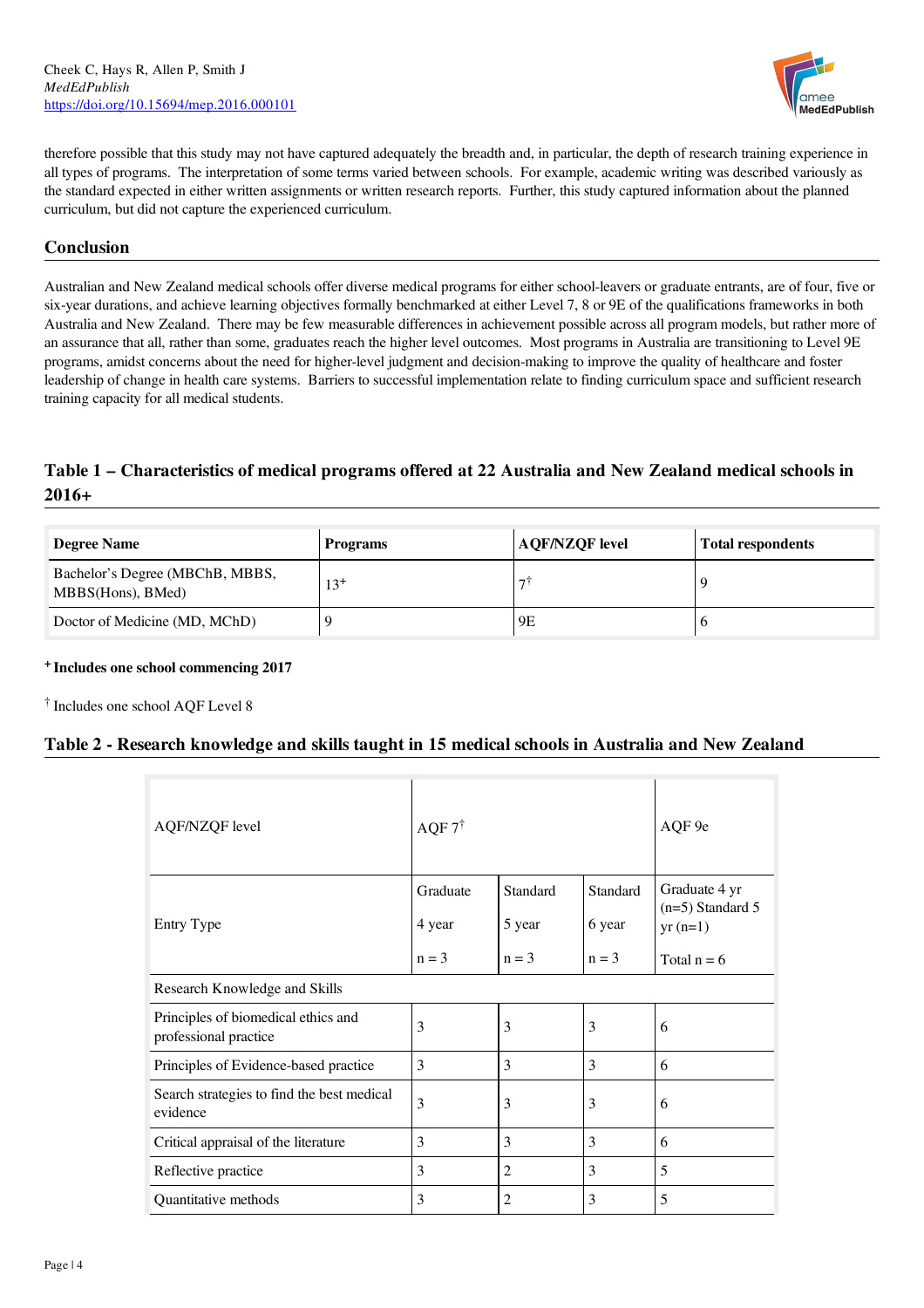therefore possible that this study may not have captured adequately the breadth and, in particular, the depth of research training experience in all types of programs. The interpretation of some terms varied between schools. For example, academic writing was described variously as the standard expected in either written assignments or written research reports. Further, this study captured information about the planned curriculum, but did not capture the experienced curriculum.

## Conclusion

Australian and New Zealand medical schools offer diverse medical programs for either school-leavers or graduate entrants, are of four, five or six-year durations, and achieve learning objectives formally benchmarked at either Level 7, 8 or 9E of the qualifications frameworks in both Australia and New Zealand. There may be few measurable differences in achievement possible across all program models, but rather more of an assurance that all, rather than some, graduates reach the higher level outcomes. Most programs in Australia are transitioning to Level 9E programs, amidst concerns about the need for higher-level judgment and decision-making to improve the quality of healthcare and foster leadership of change in health care systems. Barriers to successful implementation relate to finding curriculum space and sufficient research training capacity for all medical students.

### Table 1 – Characteristics of medical programs offered at 22 Australia and New Zealand medical schools in 2016+

| Degree Name | Programs | AQF/NZQF level | Total respondents |
|---|---|---|---|
| Bachelor's Degree (MBChB, MBBS, MBBS(Hons), BMed) | 13+ | 7† | 9 |
| Doctor of Medicine (MD, MChD) | 9 | 9E | 6 |

**+ Includes one school commencing 2017**

† Includes one school AQF Level 8

### Table 2 - Research knowledge and skills taught in 15 medical schools in Australia and New Zealand

| AQF/NZQF level | AQF 7† | | | AQF 9e |
|---|---|---|---|---|
| Entry Type | Graduate 4 year n = 3 | Standard 5 year n = 3 | Standard 6 year n = 3 | Graduate 4 yr (n=5) Standard 5 yr (n=1) Total n = 6 |
| Research Knowledge and Skills | | | | |
| Principles of biomedical ethics and professional practice | 3 | 3 | 3 | 6 |
| Principles of Evidence-based practice | 3 | 3 | 3 | 6 |
| Search strategies to find the best medical evidence | 3 | 3 | 3 | 6 |
| Critical appraisal of the literature | 3 | 3 | 3 | 6 |
| Reflective practice | 3 | 2 | 3 | 5 |
| Quantitative methods | 3 | 2 | 3 | 5 |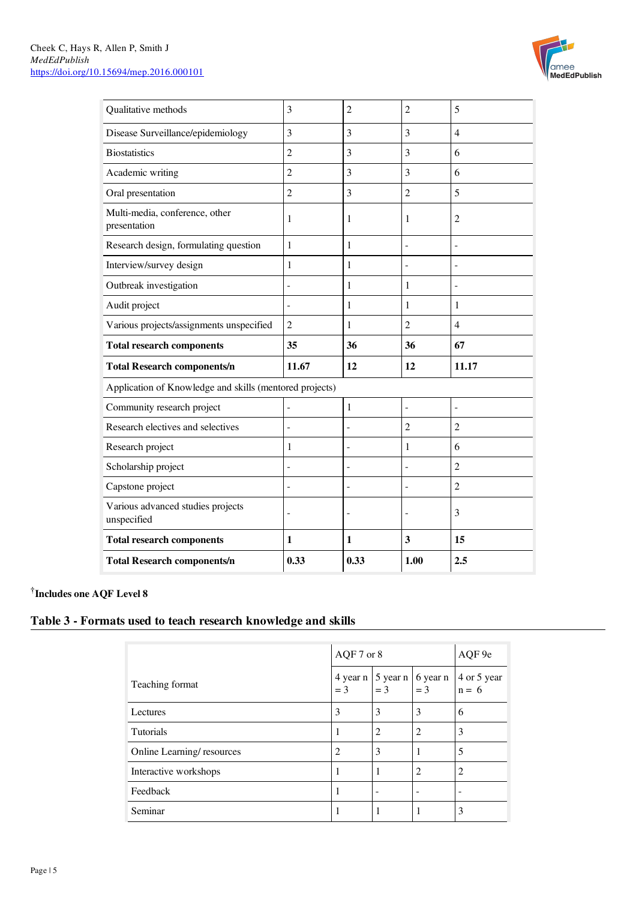| | | | | |
|---|---|---|---|---|
| Qualitative methods | 3 | 2 | 2 | 5 |
| Disease Surveillance/epidemiology | 3 | 3 | 3 | 4 |
| Biostatistics | 2 | 3 | 3 | 6 |
| Academic writing | 2 | 3 | 3 | 6 |
| Oral presentation | 2 | 3 | 2 | 5 |
| Multi-media, conference, other presentation | 1 | 1 | 1 | 2 |
| Research design, formulating question | 1 | 1 | - | - |
| Interview/survey design | 1 | 1 | - | - |
| Outbreak investigation | - | 1 | 1 | - |
| Audit project | - | 1 | 1 | 1 |
| Various projects/assignments unspecified | 2 | 1 | 2 | 4 |
| **Total research components** | **35** | **36** | **36** | **67** |
| **Total Research components/n** | **11.67** | **12** | **12** | **11.17** |
| Application of Knowledge and skills (mentored projects) | | | | |
| Community research project | - | 1 | - | - |
| Research electives and selectives | - | - | 2 | 2 |
| Research project | 1 | - | 1 | 6 |
| Scholarship project | - | - | - | 2 |
| Capstone project | - | - | - | 2 |
| Various advanced studies projects unspecified | - | - | - | 3 |
| **Total research components** | **1** | **1** | **3** | **15** |
| **Total Research components/n** | **0.33** | **0.33** | **1.00** | **2.5** |

[†]**Includes one AQF Level 8**

## Table 3 - Formats used to teach research knowledge and skills

| Teaching format | AQF 7 or 8 | | | AQF 9e |
|---|---|---|---|---|
| | 4 year n = 3 | 5 year n = 3 | 6 year n = 3 | 4 or 5 year n = 6 |
| Lectures | 3 | 3 | 3 | 6 |
| Tutorials | 1 | 2 | 2 | 3 |
| Online Learning/ resources | 2 | 3 | 1 | 5 |
| Interactive workshops | 1 | 1 | 2 | 2 |
| Feedback | 1 | - | - | - |
| Seminar | 1 | 1 | 1 | 3 |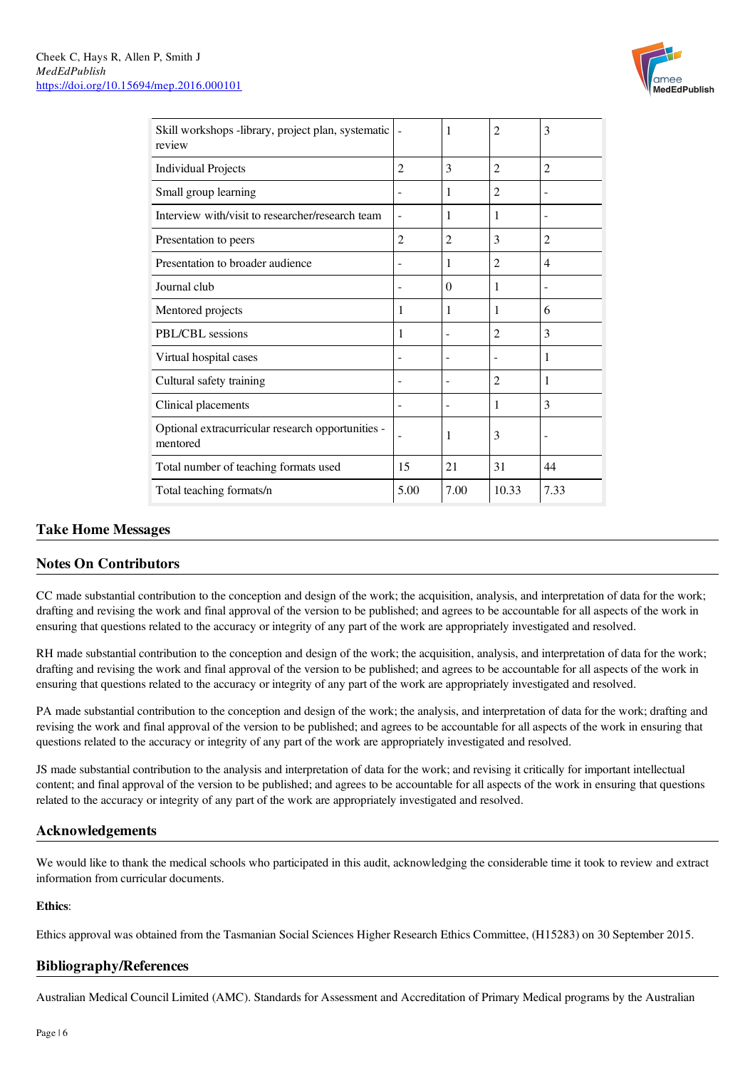| | | | | |
|---|---|---|---|---|
| Skill workshops -library, project plan, systematic review | - | 1 | 2 | 3 |
| Individual Projects | 2 | 3 | 2 | 2 |
| Small group learning | - | 1 | 2 | - |
| Interview with/visit to researcher/research team | - | 1 | 1 | - |
| Presentation to peers | 2 | 2 | 3 | 2 |
| Presentation to broader audience | - | 1 | 2 | 4 |
| Journal club | - | 0 | 1 | - |
| Mentored projects | 1 | 1 | 1 | 6 |
| PBL/CBL sessions | 1 | - | 2 | 3 |
| Virtual hospital cases | - | - | - | 1 |
| Cultural safety training | - | - | 2 | 1 |
| Clinical placements | - | - | 1 | 3 |
| Optional extracurricular research opportunities - mentored | - | 1 | 3 | - |
| Total number of teaching formats used | 15 | 21 | 31 | 44 |
| Total teaching formats/n | 5.00 | 7.00 | 10.33 | 7.33 |

## Take Home Messages

## Notes On Contributors

CC made substantial contribution to the conception and design of the work; the acquisition, analysis, and interpretation of data for the work; drafting and revising the work and final approval of the version to be published; and agrees to be accountable for all aspects of the work in ensuring that questions related to the accuracy or integrity of any part of the work are appropriately investigated and resolved.

RH made substantial contribution to the conception and design of the work; the acquisition, analysis, and interpretation of data for the work; drafting and revising the work and final approval of the version to be published; and agrees to be accountable for all aspects of the work in ensuring that questions related to the accuracy or integrity of any part of the work are appropriately investigated and resolved.

PA made substantial contribution to the conception and design of the work; the analysis, and interpretation of data for the work; drafting and revising the work and final approval of the version to be published; and agrees to be accountable for all aspects of the work in ensuring that questions related to the accuracy or integrity of any part of the work are appropriately investigated and resolved.

JS made substantial contribution to the analysis and interpretation of data for the work; and revising it critically for important intellectual content; and final approval of the version to be published; and agrees to be accountable for all aspects of the work in ensuring that questions related to the accuracy or integrity of any part of the work are appropriately investigated and resolved.

## Acknowledgements

We would like to thank the medical schools who participated in this audit, acknowledging the considerable time it took to review and extract information from curricular documents.

**Ethics**:

Ethics approval was obtained from the Tasmanian Social Sciences Higher Research Ethics Committee, (H15283) on 30 September 2015.

## Bibliography/References

Australian Medical Council Limited (AMC). Standards for Assessment and Accreditation of Primary Medical programs by the Australian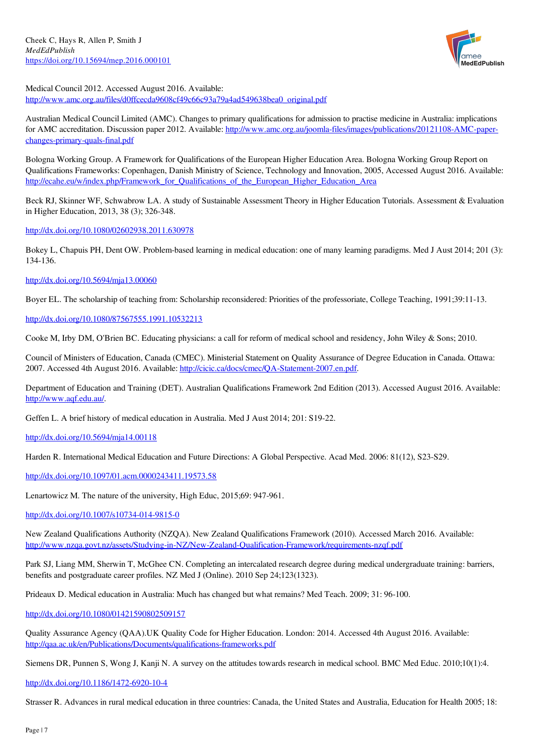Medical Council 2012. Accessed August 2016. Available: http://www.amc.org.au/files/d0ffcecda9608cf49c66c93a79a4ad549638bea0_original.pdf

Australian Medical Council Limited (AMC). Changes to primary qualifications for admission to practise medicine in Australia: implications for AMC accreditation. Discussion paper 2012. Available: http://www.amc.org.au/joomla-files/images/publications/20121108-AMC-paper-changes-primary-quals-final.pdf

Bologna Working Group. A Framework for Qualifications of the European Higher Education Area. Bologna Working Group Report on Qualifications Frameworks: Copenhagen, Danish Ministry of Science, Technology and Innovation, 2005, Accessed August 2016. Available: http://ecahe.eu/w/index.php/Framework_for_Qualifications_of_the_European_Higher_Education_Area

Beck RJ, Skinner WF, Schwabrow LA. A study of Sustainable Assessment Theory in Higher Education Tutorials. Assessment & Evaluation in Higher Education, 2013, 38 (3); 326-348.

http://dx.doi.org/10.1080/02602938.2011.630978

Bokey L, Chapuis PH, Dent OW. Problem-based learning in medical education: one of many learning paradigms. Med J Aust 2014; 201 (3): 134-136.

http://dx.doi.org/10.5694/mja13.00060

Boyer EL. The scholarship of teaching from: Scholarship reconsidered: Priorities of the professoriate, College Teaching, 1991;39:11-13.

http://dx.doi.org/10.1080/87567555.1991.10532213

Cooke M, Irby DM, O'Brien BC. Educating physicians: a call for reform of medical school and residency, John Wiley & Sons; 2010.

Council of Ministers of Education, Canada (CMEC). Ministerial Statement on Quality Assurance of Degree Education in Canada. Ottawa: 2007. Accessed 4th August 2016. Available: http://cicic.ca/docs/cmec/QA-Statement-2007.en.pdf.

Department of Education and Training (DET). Australian Qualifications Framework 2nd Edition (2013). Accessed August 2016. Available: http://www.aqf.edu.au/.

Geffen L. A brief history of medical education in Australia. Med J Aust 2014; 201: S19-22.

http://dx.doi.org/10.5694/mja14.00118

Harden R. International Medical Education and Future Directions: A Global Perspective. Acad Med. 2006: 81(12), S23-S29.

http://dx.doi.org/10.1097/01.acm.0000243411.19573.58

Lenartowicz M. The nature of the university, High Educ, 2015;69: 947-961.

http://dx.doi.org/10.1007/s10734-014-9815-0

New Zealand Qualifications Authority (NZQA). New Zealand Qualifications Framework (2010). Accessed March 2016. Available: http://www.nzqa.govt.nz/assets/Studying-in-NZ/New-Zealand-Qualification-Framework/requirements-nzqf.pdf

Park SJ, Liang MM, Sherwin T, McGhee CN. Completing an intercalated research degree during medical undergraduate training: barriers, benefits and postgraduate career profiles. NZ Med J (Online). 2010 Sep 24;123(1323).

Prideaux D. Medical education in Australia: Much has changed but what remains? Med Teach. 2009; 31: 96-100.

http://dx.doi.org/10.1080/01421590802509157

Quality Assurance Agency (QAA).UK Quality Code for Higher Education. London: 2014. Accessed 4th August 2016. Available: http://qaa.ac.uk/en/Publications/Documents/qualifications-frameworks.pdf

Siemens DR, Punnen S, Wong J, Kanji N. A survey on the attitudes towards research in medical school. BMC Med Educ. 2010;10(1):4.

http://dx.doi.org/10.1186/1472-6920-10-4

Strasser R. Advances in rural medical education in three countries: Canada, the United States and Australia, Education for Health 2005; 18: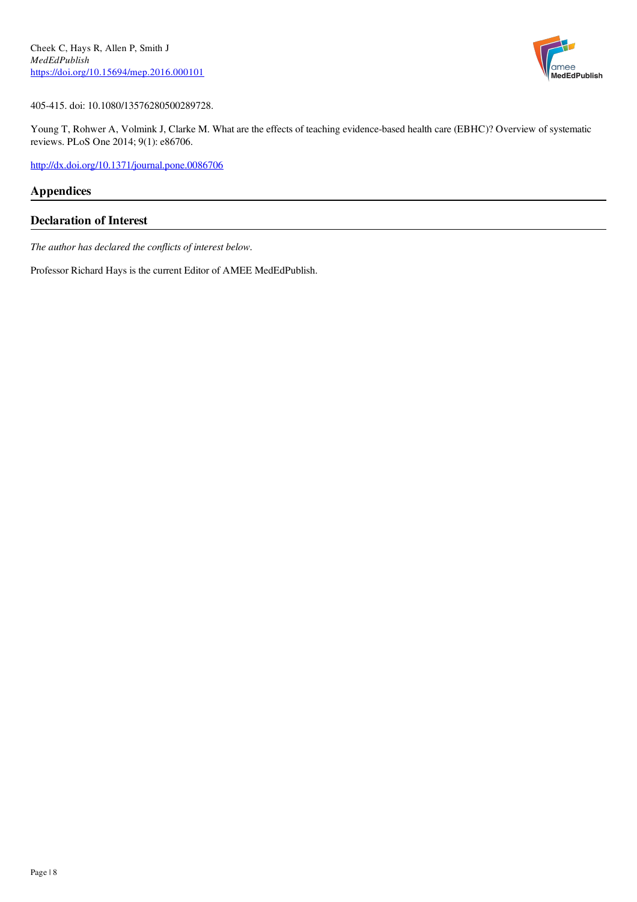405-415. doi: 10.1080/13576280500289728.

Young T, Rohwer A, Volmink J, Clarke M. What are the effects of teaching evidence-based health care (EBHC)? Overview of systematic reviews. PLoS One 2014; 9(1): e86706.

http://dx.doi.org/10.1371/journal.pone.0086706

## Appendices

## Declaration of Interest

*The author has declared the conflicts of interest below.*

Professor Richard Hays is the current Editor of AMEE MedEdPublish.